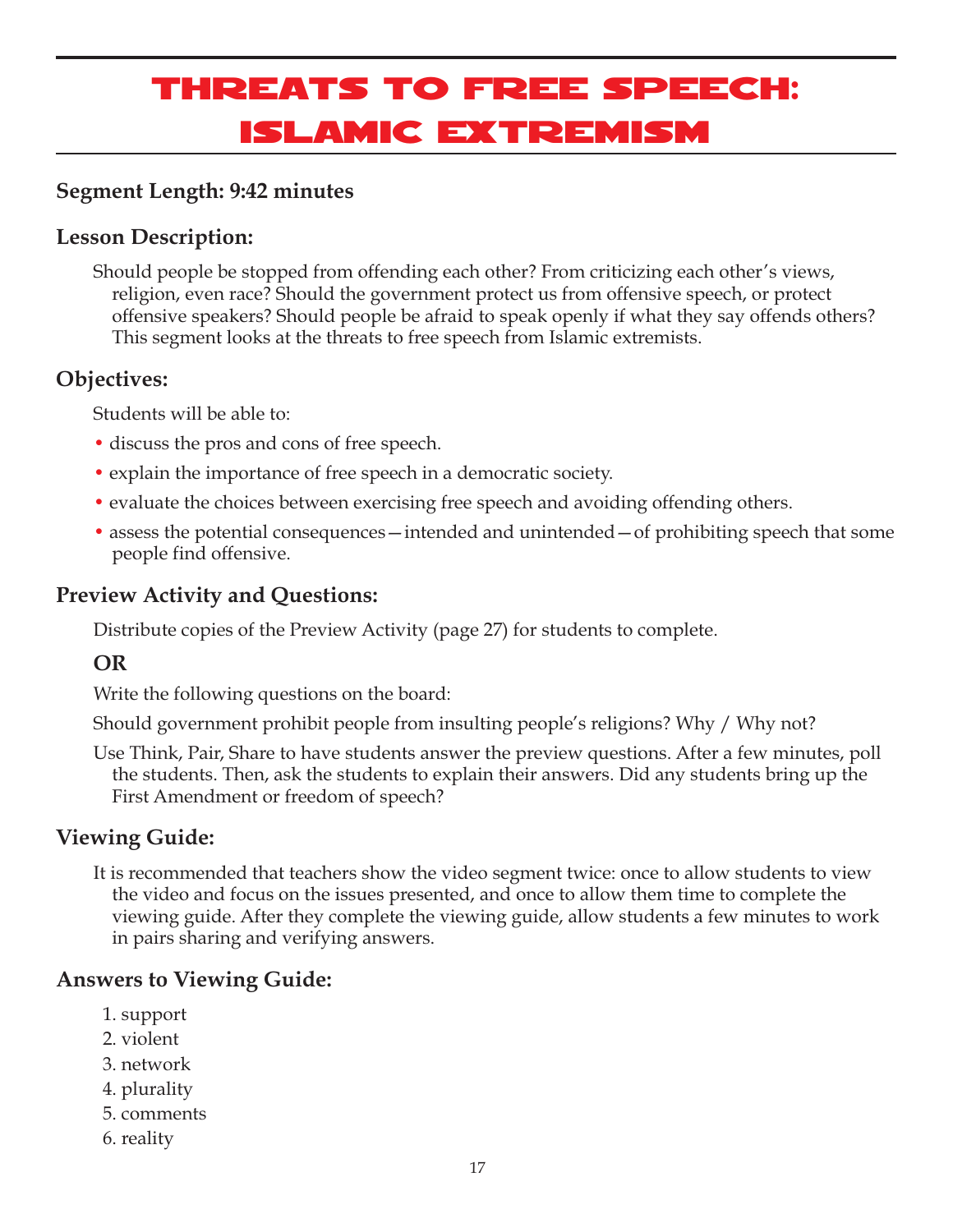# Threats to Free Speech: Islamic Extremism

## Segment Length: 9:42 minutes

## Lesson Description:

Should people be stopped from offending each other? From criticizing each other's views, religion, even race? Should the government protect us from offensive speech, or protect offensive speakers? Should people be afraid to speak openly if what they say offends others? This segment looks at the threats to free speech from Islamic extremists.

## Objectives:

Students will be able to:

- discuss the pros and cons of free speech.
- explain the importance of free speech in a democratic society.
- evaluate the choices between exercising free speech and avoiding offending others.
- assess the potential consequences—intended and unintended—of prohibiting speech that some people find offensive.

## Preview Activity and Questions:

Distribute copies of the Preview Activity (page 27) for students to complete.

**OR**

Write the following questions on the board:

Should government prohibit people from insulting people's religions? Why / Why not?

Use Think, Pair, Share to have students answer the preview questions. After a few minutes, poll the students. Then, ask the students to explain their answers. Did any students bring up the First Amendment or freedom of speech?

## Viewing Guide:

It is recommended that teachers show the video segment twice: once to allow students to view the video and focus on the issues presented, and once to allow them time to complete the viewing guide. After they complete the viewing guide, allow students a few minutes to work in pairs sharing and verifying answers.

## Answers to Viewing Guide:

1. support
2. violent
3. network
4. plurality
5. comments
6. reality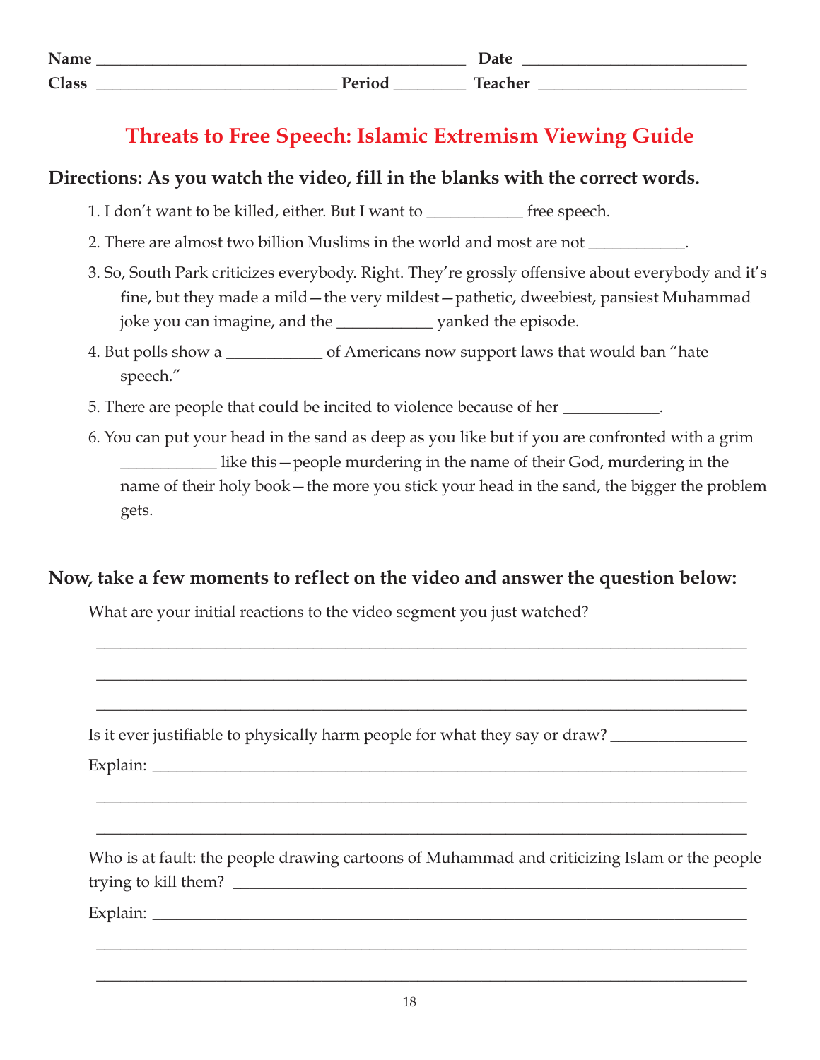Name ____________________________________________ Date ___________________________

Class _____________________________ Period ________ Teacher _________________________

# Threats to Free Speech: Islamic Extremism Viewing Guide

**Directions: As you watch the video, fill in the blanks with the correct words.**

1. I don't want to be killed, either. But I want to ___________ free speech.
2. There are almost two billion Muslims in the world and most are not ___________.
3. So, South Park criticizes everybody. Right. They're grossly offensive about everybody and it's fine, but they made a mild—the very mildest—pathetic, dweebiest, pansiest Muhammad joke you can imagine, and the ___________ yanked the episode.
4. But polls show a ___________ of Americans now support laws that would ban "hate speech."
5. There are people that could be incited to violence because of her ___________.
6. You can put your head in the sand as deep as you like but if you are confronted with a grim ___________ like this—people murdering in the name of their God, murdering in the name of their holy book—the more you stick your head in the sand, the bigger the problem gets.

**Now, take a few moments to reflect on the video and answer the question below:**

What are your initial reactions to the video segment you just watched?

_______________________________________________________________________________

_______________________________________________________________________________

_______________________________________________________________________________

Is it ever justifiable to physically harm people for what they say or draw? ________________

Explain: ________________________________________________________________________

_______________________________________________________________________________

_______________________________________________________________________________

Who is at fault: the people drawing cartoons of Muhammad and criticizing Islam or the people trying to kill them? ________________________________________________________________

Explain: ________________________________________________________________________

_______________________________________________________________________________

_______________________________________________________________________________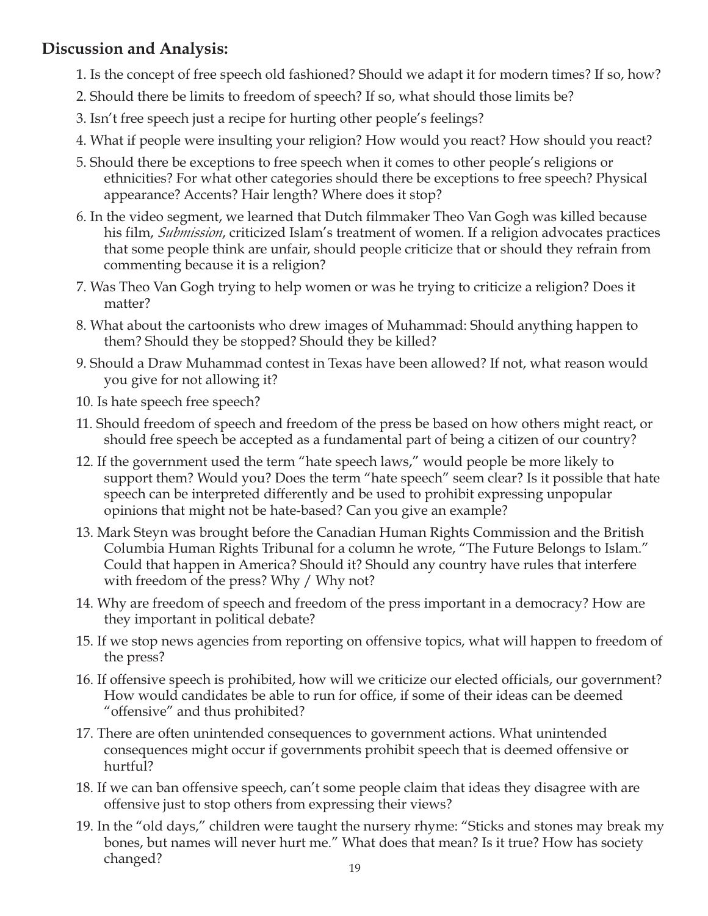## Discussion and Analysis:

1. Is the concept of free speech old fashioned? Should we adapt it for modern times? If so, how?
2. Should there be limits to freedom of speech? If so, what should those limits be?
3. Isn't free speech just a recipe for hurting other people's feelings?
4. What if people were insulting your religion? How would you react? How should you react?
5. Should there be exceptions to free speech when it comes to other people's religions or ethnicities? For what other categories should there be exceptions to free speech? Physical appearance? Accents? Hair length? Where does it stop?
6. In the video segment, we learned that Dutch filmmaker Theo Van Gogh was killed because his film, *Submission*, criticized Islam's treatment of women. If a religion advocates practices that some people think are unfair, should people criticize that or should they refrain from commenting because it is a religion?
7. Was Theo Van Gogh trying to help women or was he trying to criticize a religion? Does it matter?
8. What about the cartoonists who drew images of Muhammad: Should anything happen to them? Should they be stopped? Should they be killed?
9. Should a Draw Muhammad contest in Texas have been allowed? If not, what reason would you give for not allowing it?
10. Is hate speech free speech?
11. Should freedom of speech and freedom of the press be based on how others might react, or should free speech be accepted as a fundamental part of being a citizen of our country?
12. If the government used the term "hate speech laws," would people be more likely to support them? Would you? Does the term "hate speech" seem clear? Is it possible that hate speech can be interpreted differently and be used to prohibit expressing unpopular opinions that might not be hate-based? Can you give an example?
13. Mark Steyn was brought before the Canadian Human Rights Commission and the British Columbia Human Rights Tribunal for a column he wrote, "The Future Belongs to Islam." Could that happen in America? Should it? Should any country have rules that interfere with freedom of the press? Why / Why not?
14. Why are freedom of speech and freedom of the press important in a democracy? How are they important in political debate?
15. If we stop news agencies from reporting on offensive topics, what will happen to freedom of the press?
16. If offensive speech is prohibited, how will we criticize our elected officials, our government? How would candidates be able to run for office, if some of their ideas can be deemed "offensive" and thus prohibited?
17. There are often unintended consequences to government actions. What unintended consequences might occur if governments prohibit speech that is deemed offensive or hurtful?
18. If we can ban offensive speech, can't some people claim that ideas they disagree with are offensive just to stop others from expressing their views?
19. In the "old days," children were taught the nursery rhyme: "Sticks and stones may break my bones, but names will never hurt me." What does that mean? Is it true? How has society changed?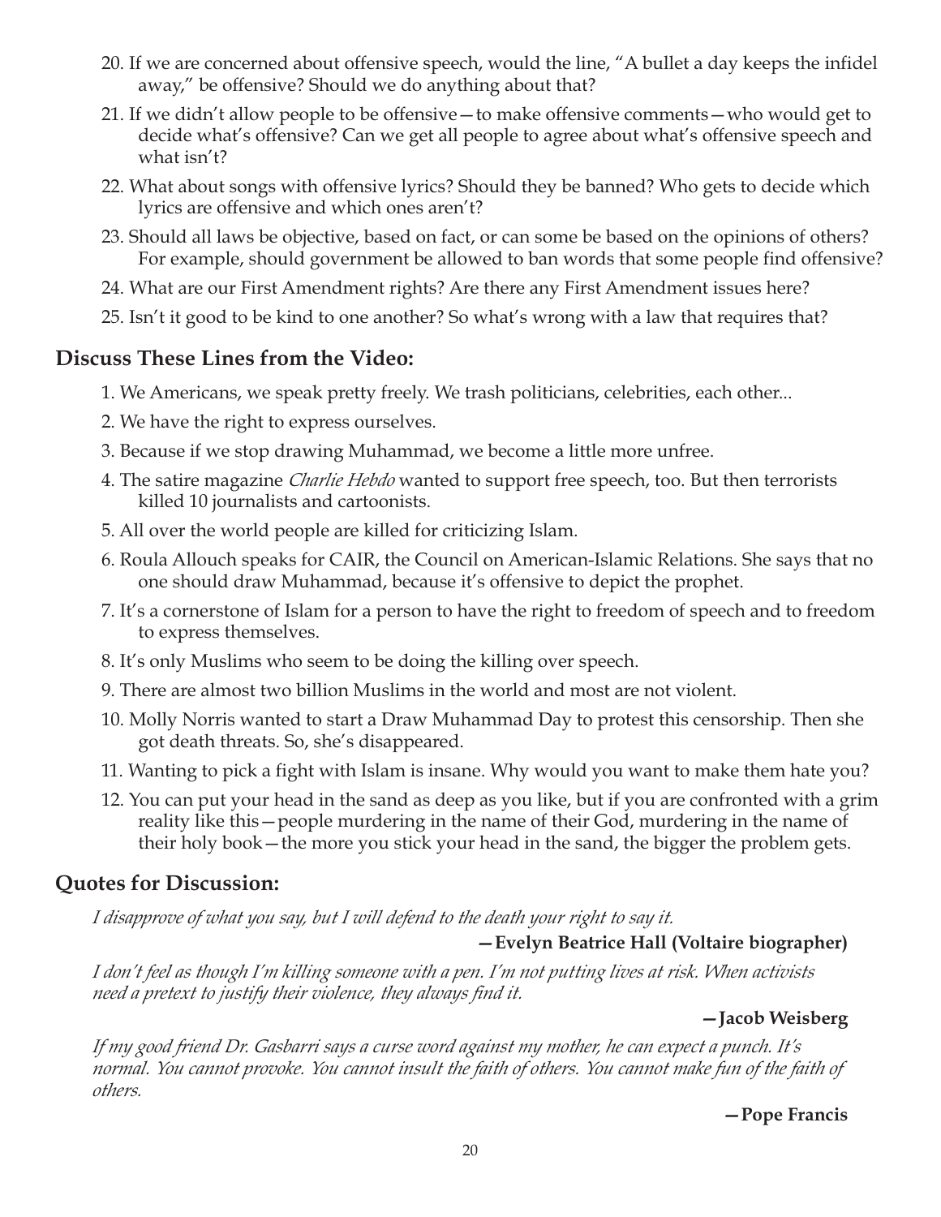20. If we are concerned about offensive speech, would the line, "A bullet a day keeps the infidel away," be offensive? Should we do anything about that?
21. If we didn't allow people to be offensive—to make offensive comments—who would get to decide what's offensive? Can we get all people to agree about what's offensive speech and what isn't?
22. What about songs with offensive lyrics? Should they be banned? Who gets to decide which lyrics are offensive and which ones aren't?
23. Should all laws be objective, based on fact, or can some be based on the opinions of others? For example, should government be allowed to ban words that some people find offensive?
24. What are our First Amendment rights? Are there any First Amendment issues here?
25. Isn't it good to be kind to one another? So what's wrong with a law that requires that?

## Discuss These Lines from the Video:

1. We Americans, we speak pretty freely. We trash politicians, celebrities, each other...
2. We have the right to express ourselves.
3. Because if we stop drawing Muhammad, we become a little more unfree.
4. The satire magazine *Charlie Hebdo* wanted to support free speech, too. But then terrorists killed 10 journalists and cartoonists.
5. All over the world people are killed for criticizing Islam.
6. Roula Allouch speaks for CAIR, the Council on American-Islamic Relations. She says that no one should draw Muhammad, because it's offensive to depict the prophet.
7. It's a cornerstone of Islam for a person to have the right to freedom of speech and to freedom to express themselves.
8. It's only Muslims who seem to be doing the killing over speech.
9. There are almost two billion Muslims in the world and most are not violent.
10. Molly Norris wanted to start a Draw Muhammad Day to protest this censorship. Then she got death threats. So, she's disappeared.
11. Wanting to pick a fight with Islam is insane. Why would you want to make them hate you?
12. You can put your head in the sand as deep as you like, but if you are confronted with a grim reality like this—people murdering in the name of their God, murdering in the name of their holy book—the more you stick your head in the sand, the bigger the problem gets.

## Quotes for Discussion:

*I disapprove of what you say, but I will defend to the death your right to say it.*

**—Evelyn Beatrice Hall (Voltaire biographer)**

*I don't feel as though I'm killing someone with a pen. I'm not putting lives at risk. When activists need a pretext to justify their violence, they always find it.*

**—Jacob Weisberg**

*If my good friend Dr. Gasbarri says a curse word against my mother, he can expect a punch. It's normal. You cannot provoke. You cannot insult the faith of others. You cannot make fun of the faith of others.*

**—Pope Francis**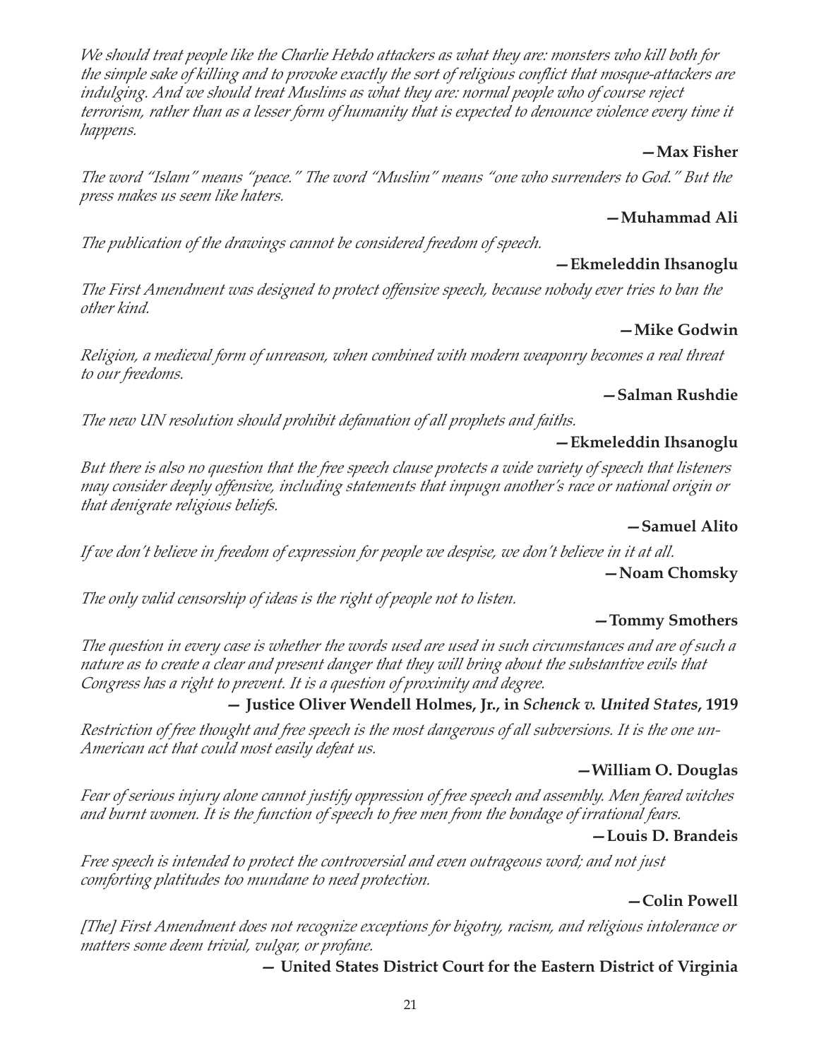*We should treat people like the Charlie Hebdo attackers as what they are: monsters who kill both for the simple sake of killing and to provoke exactly the sort of religious conflict that mosque-attackers are indulging. And we should treat Muslims as what they are: normal people who of course reject terrorism, rather than as a lesser form of humanity that is expected to denounce violence every time it happens.*

**—Max Fisher**

*The word "Islam" means "peace." The word "Muslim" means "one who surrenders to God." But the press makes us seem like haters.*

**—Muhammad Ali**

*The publication of the drawings cannot be considered freedom of speech.*

**—Ekmeleddin Ihsanoglu**

*The First Amendment was designed to protect offensive speech, because nobody ever tries to ban the other kind.*

**—Mike Godwin**

*Religion, a medieval form of unreason, when combined with modern weaponry becomes a real threat to our freedoms.*

**—Salman Rushdie**

*The new UN resolution should prohibit defamation of all prophets and faiths.*

**—Ekmeleddin Ihsanoglu**

*But there is also no question that the free speech clause protects a wide variety of speech that listeners may consider deeply offensive, including statements that impugn another's race or national origin or that denigrate religious beliefs.*

**—Samuel Alito**

*If we don't believe in freedom of expression for people we despise, we don't believe in it at all.*

**—Noam Chomsky**

*The only valid censorship of ideas is the right of people not to listen.*

**—Tommy Smothers**

*The question in every case is whether the words used are used in such circumstances and are of such a nature as to create a clear and present danger that they will bring about the substantive evils that Congress has a right to prevent. It is a question of proximity and degree.*

**— Justice Oliver Wendell Holmes, Jr., in *Schenck v. United States*, 1919**

*Restriction of free thought and free speech is the most dangerous of all subversions. It is the one un-American act that could most easily defeat us.*

**—William O. Douglas**

*Fear of serious injury alone cannot justify oppression of free speech and assembly. Men feared witches and burnt women. It is the function of speech to free men from the bondage of irrational fears.*

**—Louis D. Brandeis**

*Free speech is intended to protect the controversial and even outrageous word; and not just comforting platitudes too mundane to need protection.*

**—Colin Powell**

*[The] First Amendment does not recognize exceptions for bigotry, racism, and religious intolerance or matters some deem trivial, vulgar, or profane.*

**— United States District Court for the Eastern District of Virginia**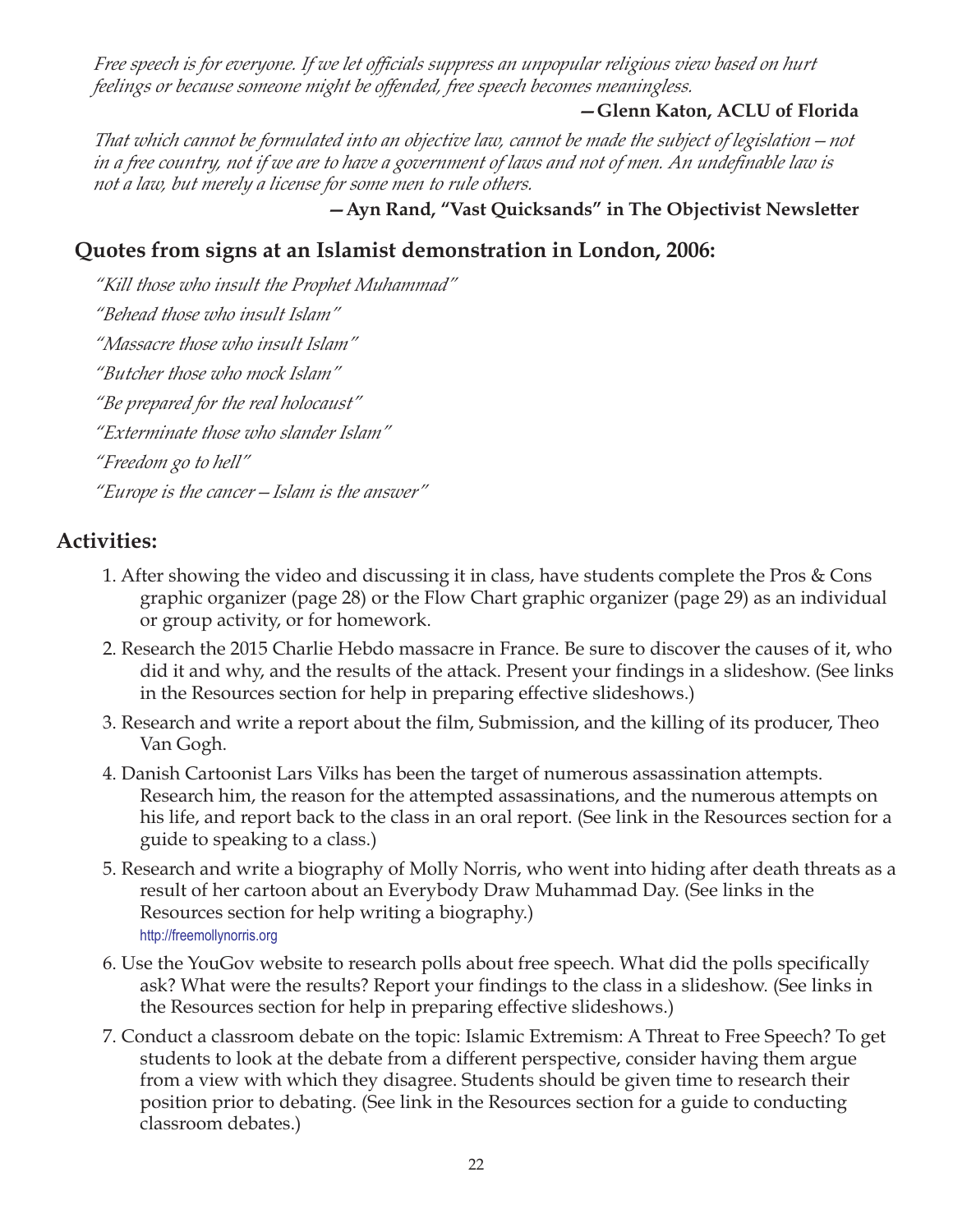*Free speech is for everyone. If we let officials suppress an unpopular religious view based on hurt feelings or because someone might be offended, free speech becomes meaningless.*

**—Glenn Katon, ACLU of Florida**

*That which cannot be formulated into an objective law, cannot be made the subject of legislation—not in a free country, not if we are to have a government of laws and not of men. An undefinable law is not a law, but merely a license for some men to rule others.*

**—Ayn Rand, "Vast Quicksands" in The Objectivist Newsletter**

## Quotes from signs at an Islamist demonstration in London, 2006:

*"Kill those who insult the Prophet Muhammad"*

*"Behead those who insult Islam"*

*"Massacre those who insult Islam"*

*"Butcher those who mock Islam"*

*"Be prepared for the real holocaust"*

*"Exterminate those who slander Islam"*

*"Freedom go to hell"*

*"Europe is the cancer—Islam is the answer"*

## Activities:

1. After showing the video and discussing it in class, have students complete the Pros & Cons graphic organizer (page 28) or the Flow Chart graphic organizer (page 29) as an individual or group activity, or for homework.
2. Research the 2015 Charlie Hebdo massacre in France. Be sure to discover the causes of it, who did it and why, and the results of the attack. Present your findings in a slideshow. (See links in the Resources section for help in preparing effective slideshows.)
3. Research and write a report about the film, Submission, and the killing of its producer, Theo Van Gogh.
4. Danish Cartoonist Lars Vilks has been the target of numerous assassination attempts. Research him, the reason for the attempted assassinations, and the numerous attempts on his life, and report back to the class in an oral report. (See link in the Resources section for a guide to speaking to a class.)
5. Research and write a biography of Molly Norris, who went into hiding after death threats as a result of her cartoon about an Everybody Draw Muhammad Day. (See links in the Resources section for help writing a biography.)
   http://freemollynorris.org
6. Use the YouGov website to research polls about free speech. What did the polls specifically ask? What were the results? Report your findings to the class in a slideshow. (See links in the Resources section for help in preparing effective slideshows.)
7. Conduct a classroom debate on the topic: Islamic Extremism: A Threat to Free Speech? To get students to look at the debate from a different perspective, consider having them argue from a view with which they disagree. Students should be given time to research their position prior to debating. (See link in the Resources section for a guide to conducting classroom debates.)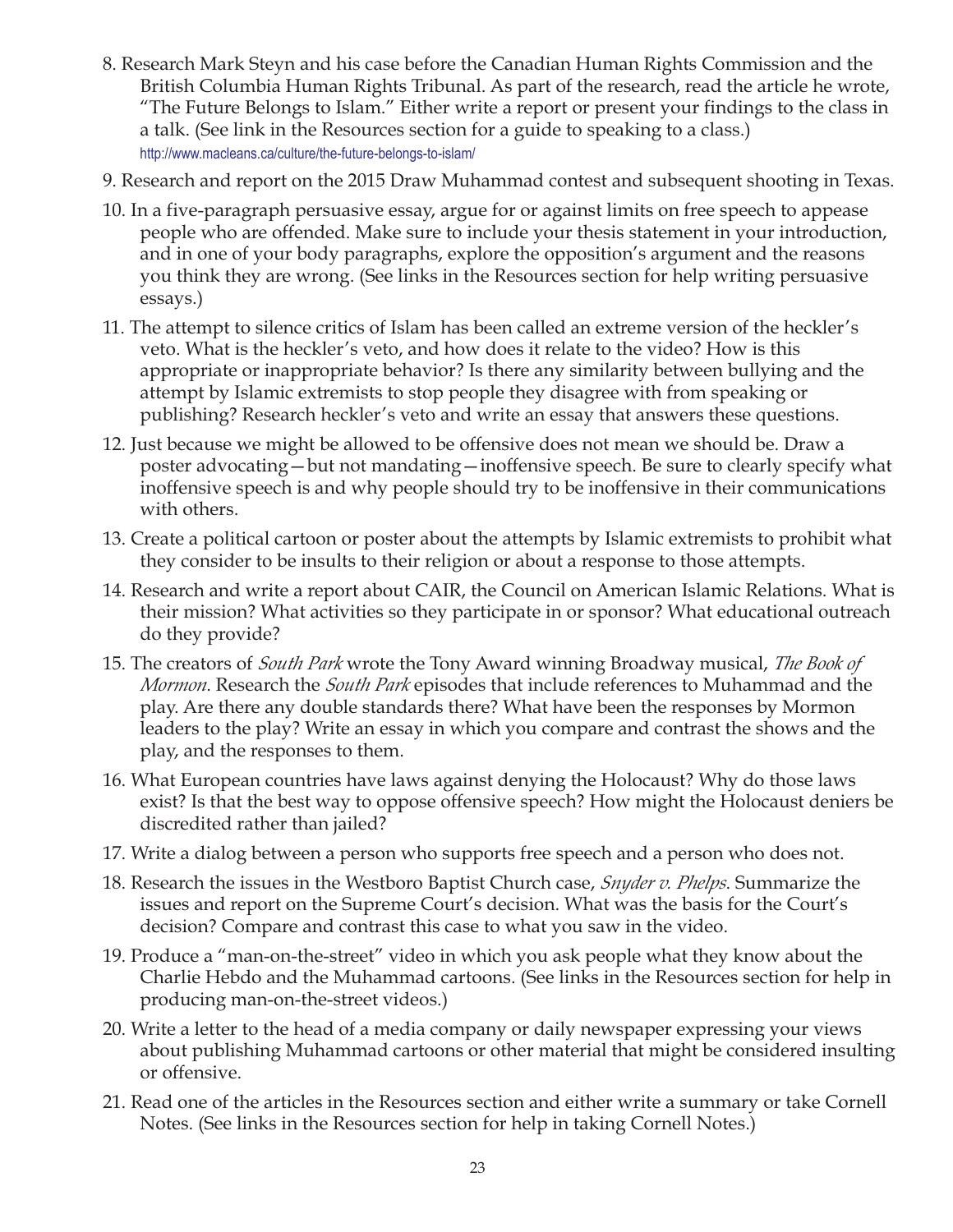8. Research Mark Steyn and his case before the Canadian Human Rights Commission and the British Columbia Human Rights Tribunal. As part of the research, read the article he wrote, "The Future Belongs to Islam." Either write a report or present your findings to the class in a talk. (See link in the Resources section for a guide to speaking to a class.)
   http://www.macleans.ca/culture/the-future-belongs-to-islam/

9. Research and report on the 2015 Draw Muhammad contest and subsequent shooting in Texas.

10. In a five-paragraph persuasive essay, argue for or against limits on free speech to appease people who are offended. Make sure to include your thesis statement in your introduction, and in one of your body paragraphs, explore the opposition's argument and the reasons you think they are wrong. (See links in the Resources section for help writing persuasive essays.)

11. The attempt to silence critics of Islam has been called an extreme version of the heckler's veto. What is the heckler's veto, and how does it relate to the video? How is this appropriate or inappropriate behavior? Is there any similarity between bullying and the attempt by Islamic extremists to stop people they disagree with from speaking or publishing? Research heckler's veto and write an essay that answers these questions.

12. Just because we might be allowed to be offensive does not mean we should be. Draw a poster advocating—but not mandating—inoffensive speech. Be sure to clearly specify what inoffensive speech is and why people should try to be inoffensive in their communications with others.

13. Create a political cartoon or poster about the attempts by Islamic extremists to prohibit what they consider to be insults to their religion or about a response to those attempts.

14. Research and write a report about CAIR, the Council on American Islamic Relations. What is their mission? What activities so they participate in or sponsor? What educational outreach do they provide?

15. The creators of *South Park* wrote the Tony Award winning Broadway musical, *The Book of Mormon*. Research the *South Park* episodes that include references to Muhammad and the play. Are there any double standards there? What have been the responses by Mormon leaders to the play? Write an essay in which you compare and contrast the shows and the play, and the responses to them.

16. What European countries have laws against denying the Holocaust? Why do those laws exist? Is that the best way to oppose offensive speech? How might the Holocaust deniers be discredited rather than jailed?

17. Write a dialog between a person who supports free speech and a person who does not.

18. Research the issues in the Westboro Baptist Church case, *Snyder v. Phelps*. Summarize the issues and report on the Supreme Court's decision. What was the basis for the Court's decision? Compare and contrast this case to what you saw in the video.

19. Produce a "man-on-the-street" video in which you ask people what they know about the Charlie Hebdo and the Muhammad cartoons. (See links in the Resources section for help in producing man-on-the-street videos.)

20. Write a letter to the head of a media company or daily newspaper expressing your views about publishing Muhammad cartoons or other material that might be considered insulting or offensive.

21. Read one of the articles in the Resources section and either write a summary or take Cornell Notes. (See links in the Resources section for help in taking Cornell Notes.)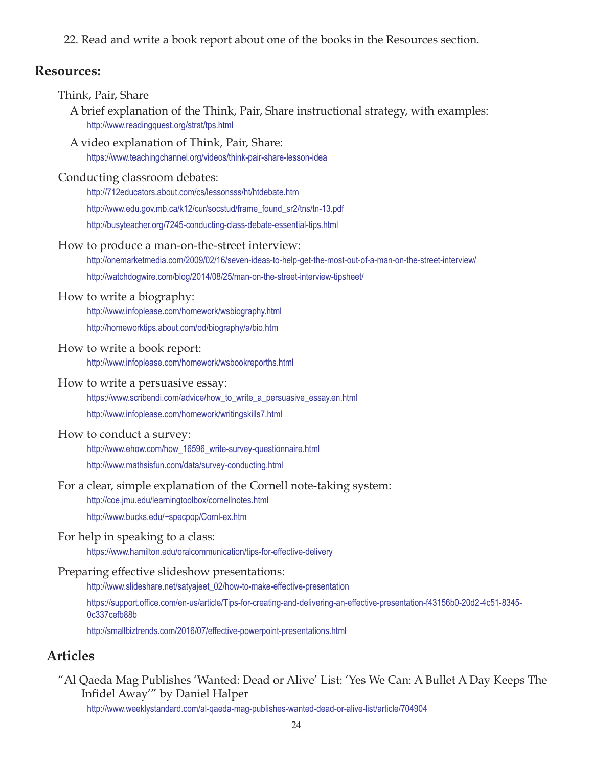22. Read and write a book report about one of the books in the Resources section.

## Resources:

Think, Pair, Share

A brief explanation of the Think, Pair, Share instructional strategy, with examples:

http://www.readingquest.org/strat/tps.html

A video explanation of Think, Pair, Share:

https://www.teachingchannel.org/videos/think-pair-share-lesson-idea

Conducting classroom debates:

http://712educators.about.com/cs/lessonsss/ht/htdebate.htm

http://www.edu.gov.mb.ca/k12/cur/socstud/frame_found_sr2/tns/tn-13.pdf

http://busyteacher.org/7245-conducting-class-debate-essential-tips.html

How to produce a man-on-the-street interview:

http://onemarketmedia.com/2009/02/16/seven-ideas-to-help-get-the-most-out-of-a-man-on-the-street-interview/

http://watchdogwire.com/blog/2014/08/25/man-on-the-street-interview-tipsheet/

How to write a biography:

http://www.infoplease.com/homework/wsbiography.html

http://homeworktips.about.com/od/biography/a/bio.htm

How to write a book report:

http://www.infoplease.com/homework/wsbookreporths.html

How to write a persuasive essay:

https://www.scribendi.com/advice/how_to_write_a_persuasive_essay.en.html

http://www.infoplease.com/homework/writingskills7.html

How to conduct a survey:

http://www.ehow.com/how_16596_write-survey-questionnaire.html

http://www.mathsisfun.com/data/survey-conducting.html

For a clear, simple explanation of the Cornell note-taking system:

http://coe.jmu.edu/learningtoolbox/cornellnotes.html

http://www.bucks.edu/~specpop/Cornl-ex.htm

For help in speaking to a class:

https://www.hamilton.edu/oralcommunication/tips-for-effective-delivery

Preparing effective slideshow presentations:

http://www.slideshare.net/satyajeet_02/how-to-make-effective-presentation

https://support.office.com/en-us/article/Tips-for-creating-and-delivering-an-effective-presentation-f43156b0-20d2-4c51-8345-0c337cefb88b

http://smallbiztrends.com/2016/07/effective-powerpoint-presentations.html

## Articles

"Al Qaeda Mag Publishes 'Wanted: Dead or Alive' List: 'Yes We Can: A Bullet A Day Keeps The Infidel Away'" by Daniel Halper

http://www.weeklystandard.com/al-qaeda-mag-publishes-wanted-dead-or-alive-list/article/704904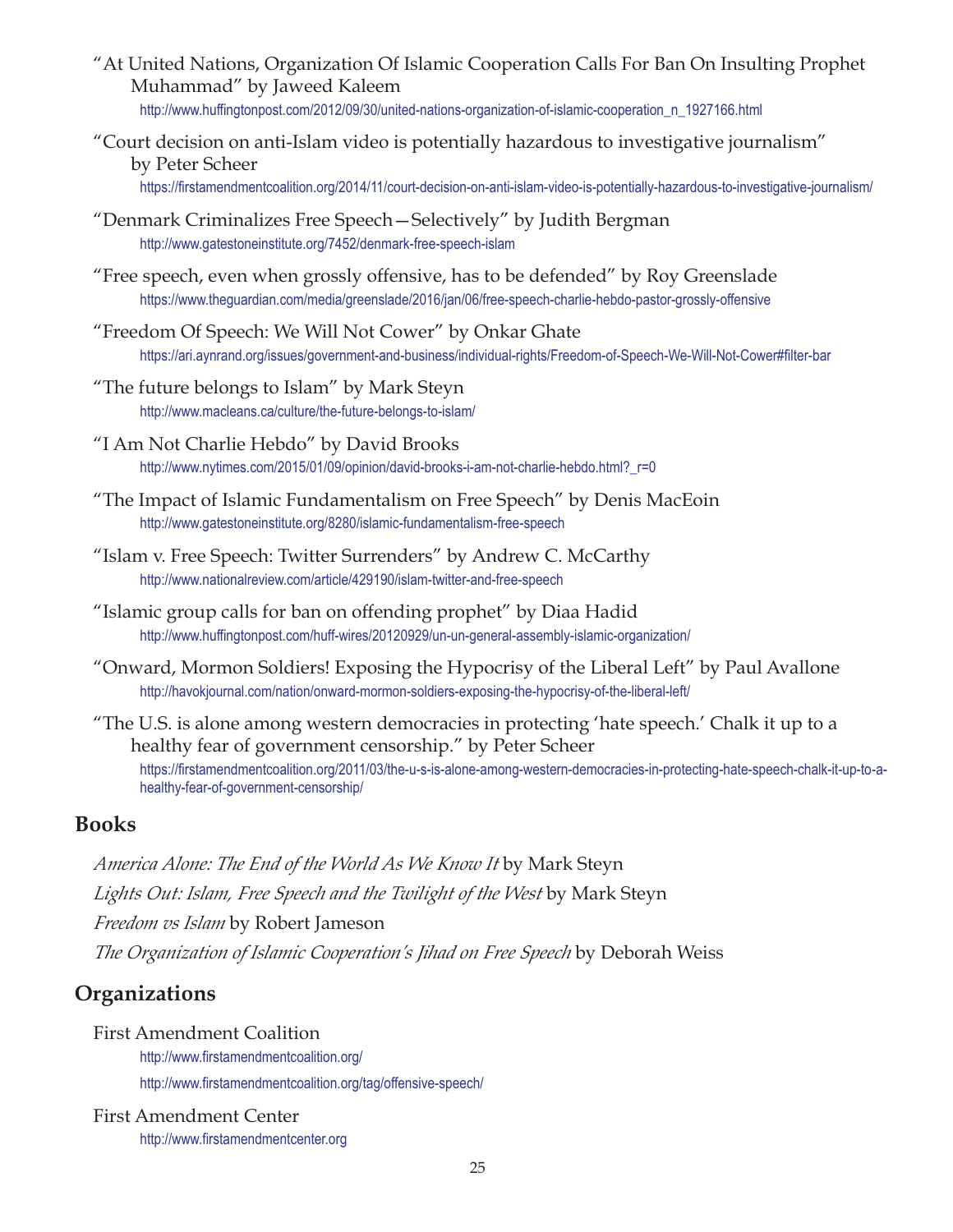"At United Nations, Organization Of Islamic Cooperation Calls For Ban On Insulting Prophet Muhammad" by Jaweed Kaleem
http://www.huffingtonpost.com/2012/09/30/united-nations-organization-of-islamic-cooperation_n_1927166.html

"Court decision on anti-Islam video is potentially hazardous to investigative journalism" by Peter Scheer
https://firstamendmentcoalition.org/2014/11/court-decision-on-anti-islam-video-is-potentially-hazardous-to-investigative-journalism/

"Denmark Criminalizes Free Speech—Selectively" by Judith Bergman
http://www.gatestoneinstitute.org/7452/denmark-free-speech-islam

"Free speech, even when grossly offensive, has to be defended" by Roy Greenslade
https://www.theguardian.com/media/greenslade/2016/jan/06/free-speech-charlie-hebdo-pastor-grossly-offensive

"Freedom Of Speech: We Will Not Cower" by Onkar Ghate
https://ari.aynrand.org/issues/government-and-business/individual-rights/Freedom-of-Speech-We-Will-Not-Cower#filter-bar

"The future belongs to Islam" by Mark Steyn
http://www.macleans.ca/culture/the-future-belongs-to-islam/

"I Am Not Charlie Hebdo" by David Brooks
http://www.nytimes.com/2015/01/09/opinion/david-brooks-i-am-not-charlie-hebdo.html?_r=0

"The Impact of Islamic Fundamentalism on Free Speech" by Denis MacEoin
http://www.gatestoneinstitute.org/8280/islamic-fundamentalism-free-speech

"Islam v. Free Speech: Twitter Surrenders" by Andrew C. McCarthy
http://www.nationalreview.com/article/429190/islam-twitter-and-free-speech

"Islamic group calls for ban on offending prophet" by Diaa Hadid
http://www.huffingtonpost.com/huff-wires/20120929/un-un-general-assembly-islamic-organization/

"Onward, Mormon Soldiers! Exposing the Hypocrisy of the Liberal Left" by Paul Avallone
http://havokjournal.com/nation/onward-mormon-soldiers-exposing-the-hypocrisy-of-the-liberal-left/

"The U.S. is alone among western democracies in protecting 'hate speech.' Chalk it up to a healthy fear of government censorship." by Peter Scheer
https://firstamendmentcoalition.org/2011/03/the-u-s-is-alone-among-western-democracies-in-protecting-hate-speech-chalk-it-up-to-a-healthy-fear-of-government-censorship/

## Books

*America Alone: The End of the World As We Know It* by Mark Steyn

*Lights Out: Islam, Free Speech and the Twilight of the West* by Mark Steyn

*Freedom vs Islam* by Robert Jameson

*The Organization of Islamic Cooperation's Jihad on Free Speech* by Deborah Weiss

## Organizations

First Amendment Coalition
http://www.firstamendmentcoalition.org/
http://www.firstamendmentcoalition.org/tag/offensive-speech/

First Amendment Center
http://www.firstamendmentcenter.org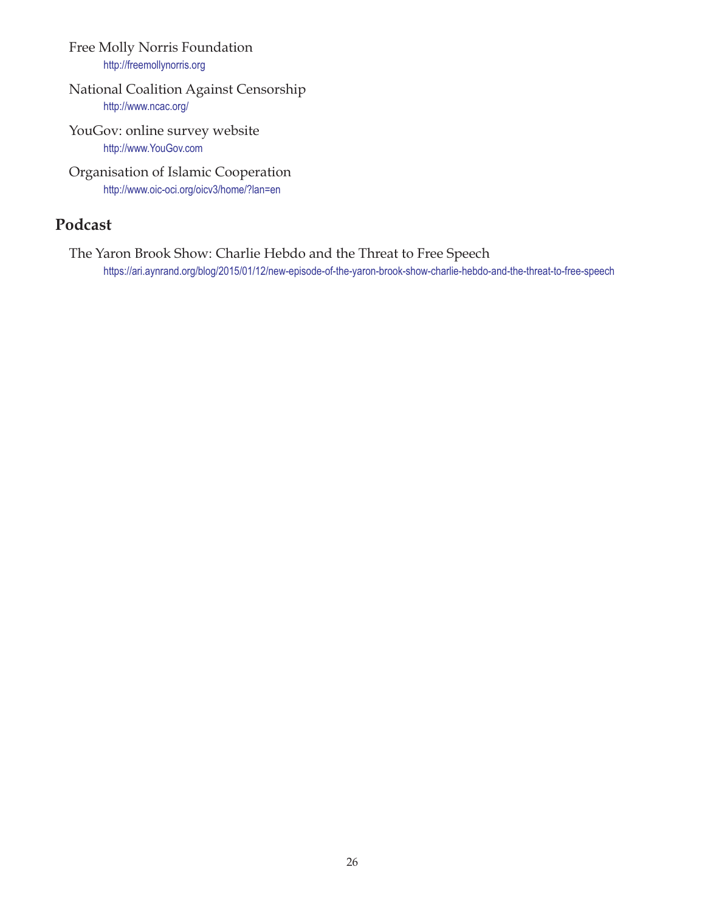Free Molly Norris Foundation
http://freemollynorris.org

National Coalition Against Censorship
http://www.ncac.org/

YouGov: online survey website
http://www.YouGov.com

Organisation of Islamic Cooperation
http://www.oic-oci.org/oicv3/home/?lan=en

## Podcast

The Yaron Brook Show: Charlie Hebdo and the Threat to Free Speech
https://ari.aynrand.org/blog/2015/01/12/new-episode-of-the-yaron-brook-show-charlie-hebdo-and-the-threat-to-free-speech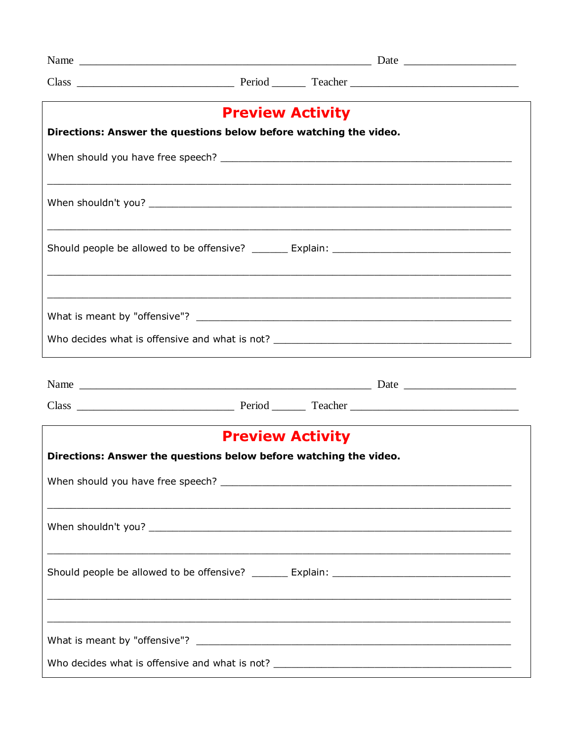Name ______________________________________________ Date __________________

Class ________________________ Period ______ Teacher ___________________________

## Preview Activity

**Directions: Answer the questions below before watching the video.**

When should you have free speech? ____________________________________________

______________________________________________________________________

When shouldn't you? ________________________________________________________

______________________________________________________________________

Should people be allowed to be offensive? ______ Explain: ___________________________

______________________________________________________________________

______________________________________________________________________

What is meant by "offensive"? _________________________________________________

Who decides what is offensive and what is not? __________________________________

Name ______________________________________________ Date __________________

Class ________________________ Period ______ Teacher ___________________________

## Preview Activity

**Directions: Answer the questions below before watching the video.**

When should you have free speech? ____________________________________________

______________________________________________________________________

When shouldn't you? ________________________________________________________

______________________________________________________________________

Should people be allowed to be offensive? ______ Explain: ___________________________

______________________________________________________________________

______________________________________________________________________

What is meant by "offensive"? _________________________________________________

Who decides what is offensive and what is not? __________________________________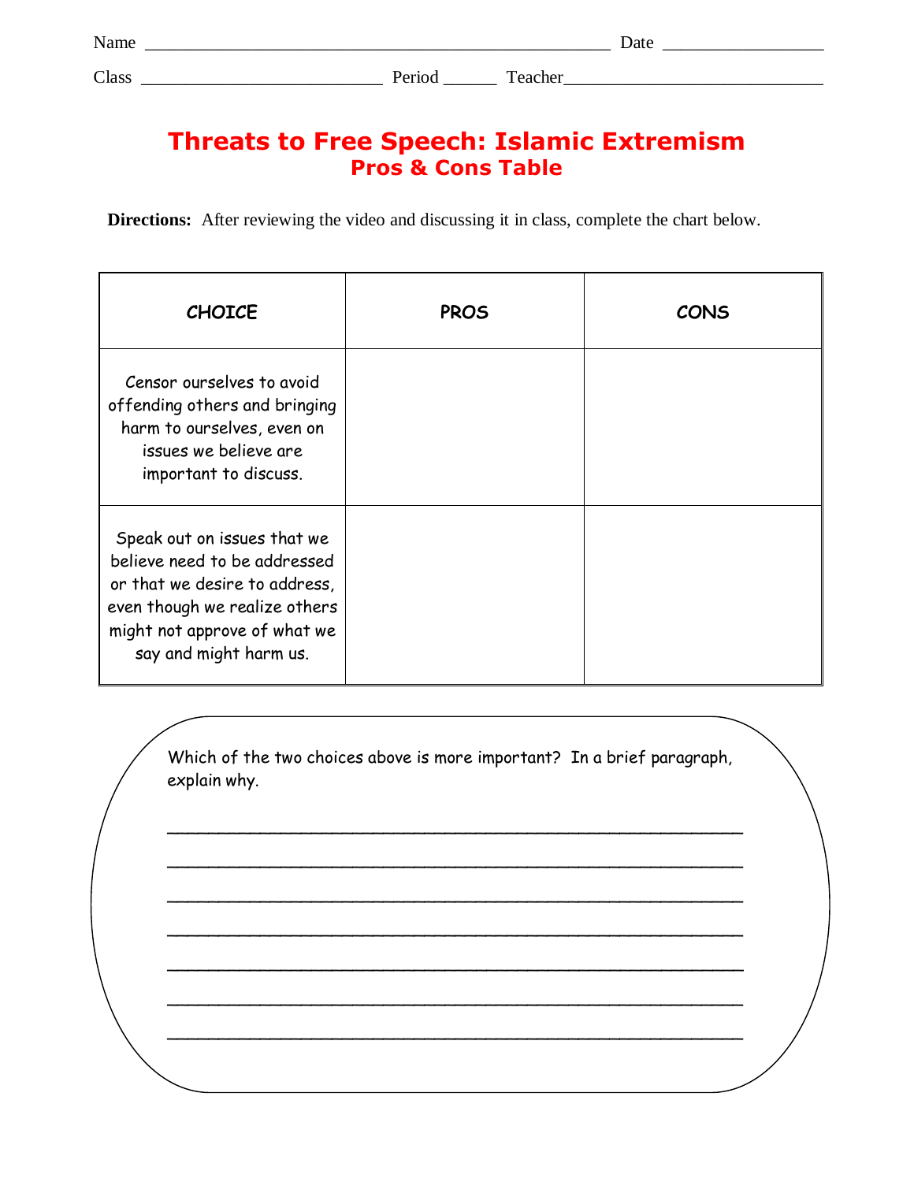Name ____________________________________________________ Date _________________

Class ___________________________ Period ______ Teacher_____________________________

# Threats to Free Speech: Islamic Extremism

## Pros & Cons Table

**Directions:** After reviewing the video and discussing it in class, complete the chart below.

| CHOICE | PROS | CONS |
|---|---|---|
| Censor ourselves to avoid offending others and bringing harm to ourselves, even on issues we believe are important to discuss. | | |
| Speak out on issues that we believe need to be addressed or that we desire to address, even though we realize others might not approve of what we say and might harm us. | | |

Which of the two choices above is more important? In a brief paragraph, explain why.

____________________________________________________________

____________________________________________________________

____________________________________________________________

____________________________________________________________

____________________________________________________________

____________________________________________________________

____________________________________________________________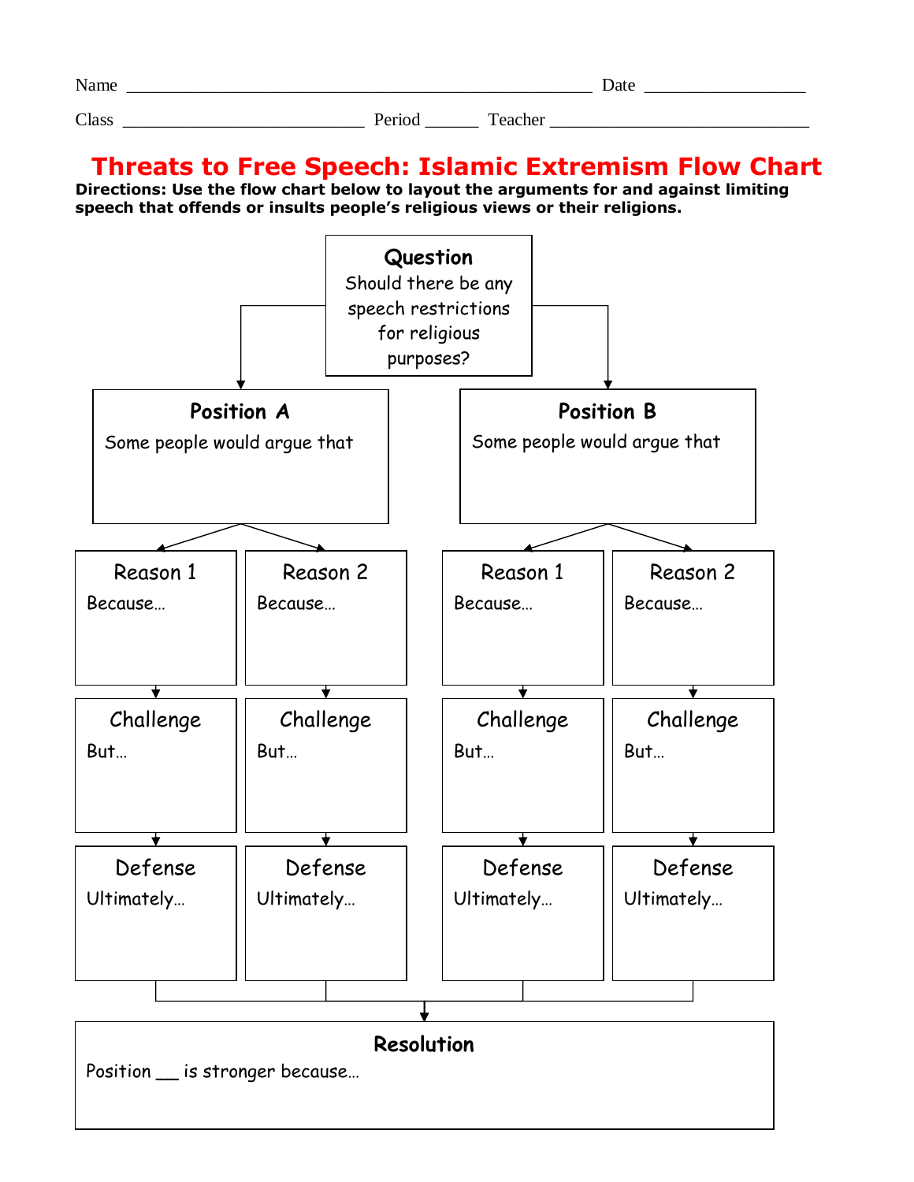Name ______________________________________________ Date ________________

Class ________________________ Period ______ Teacher __________________________

# Threats to Free Speech: Islamic Extremism Flow Chart

**Directions: Use the flow chart below to layout the arguments for and against limiting speech that offends or insults people's religious views or their religions.**

**Question**
Should there be any speech restrictions for religious purposes?

**Position A**
Some people would argue that

**Position B**
Some people would argue that

Reason 1
Because…

Reason 2
Because…

Reason 1
Because…

Reason 2
Because…

Challenge
But…

Challenge
But…

Challenge
But…

Challenge
But…

Defense
Ultimately…

Defense
Ultimately…

Defense
Ultimately…

Defense
Ultimately…

**Resolution**
Position __ is stronger because…